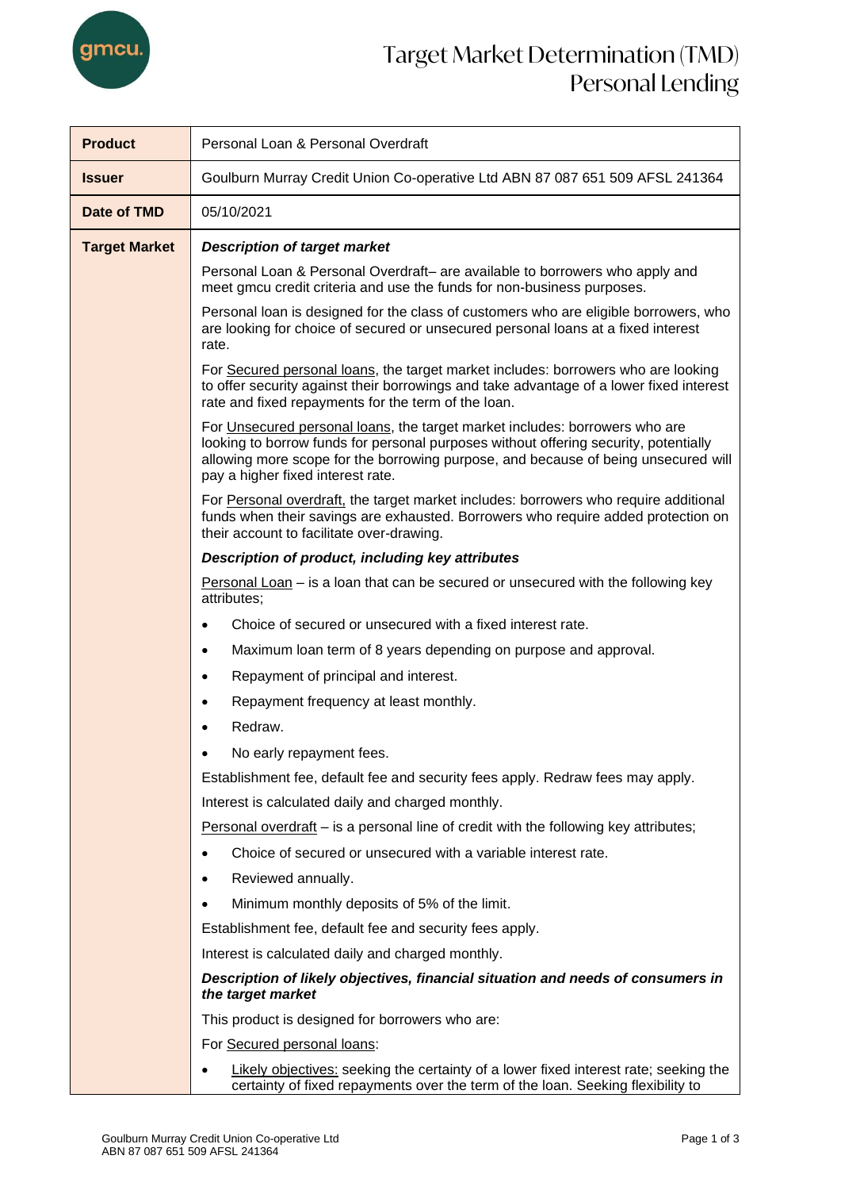# Target Market Determination (TMD) Personal Lending

| | |
|---|---|
| **Product** | Personal Loan & Personal Overdraft |
| **Issuer** | Goulburn Murray Credit Union Co-operative Ltd ABN 87 087 651 509 AFSL 241364 |
| **Date of TMD** | 05/10/2021 |
| **Target Market** | ***Description of target market*** <br><br> Personal Loan & Personal Overdraft– are available to borrowers who apply and meet gmcu credit criteria and use the funds for non-business purposes. <br><br> Personal loan is designed for the class of customers who are eligible borrowers, who are looking for choice of secured or unsecured personal loans at a fixed interest rate. <br><br> For Secured personal loans, the target market includes: borrowers who are looking to offer security against their borrowings and take advantage of a lower fixed interest rate and fixed repayments for the term of the loan. <br><br> For Unsecured personal loans, the target market includes: borrowers who are looking to borrow funds for personal purposes without offering security, potentially allowing more scope for the borrowing purpose, and because of being unsecured will pay a higher fixed interest rate. <br><br> For Personal overdraft, the target market includes: borrowers who require additional funds when their savings are exhausted. Borrowers who require added protection on their account to facilitate over-drawing. <br><br> ***Description of product, including key attributes*** <br><br> Personal Loan – is a loan that can be secured or unsecured with the following key attributes; <br><br> • Choice of secured or unsecured with a fixed interest rate. <br> • Maximum loan term of 8 years depending on purpose and approval. <br> • Repayment of principal and interest. <br> • Repayment frequency at least monthly. <br> • Redraw. <br> • No early repayment fees. <br><br> Establishment fee, default fee and security fees apply. Redraw fees may apply. <br><br> Interest is calculated daily and charged monthly. <br><br> Personal overdraft – is a personal line of credit with the following key attributes; <br><br> • Choice of secured or unsecured with a variable interest rate. <br> • Reviewed annually. <br> • Minimum monthly deposits of 5% of the limit. <br><br> Establishment fee, default fee and security fees apply. <br><br> Interest is calculated daily and charged monthly. <br><br> ***Description of likely objectives, financial situation and needs of consumers in the target market*** <br><br> This product is designed for borrowers who are: <br><br> For Secured personal loans: <br><br> • Likely objectives: seeking the certainty of a lower fixed interest rate; seeking the certainty of fixed repayments over the term of the loan. Seeking flexibility to |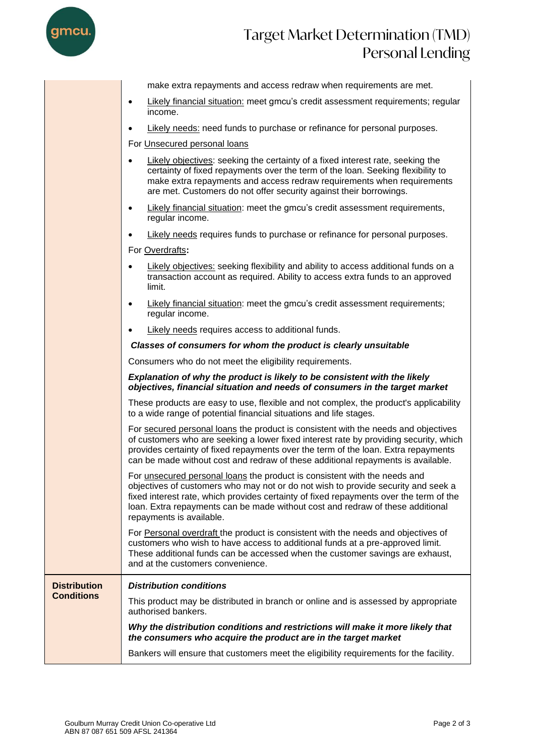| | |
|---|---|
| | make extra repayments and access redraw when requirements are met.<br>• Likely financial situation: meet gmcu's credit assessment requirements; regular income.<br>• Likely needs: need funds to purchase or refinance for personal purposes.<br>For Unsecured personal loans<br>• Likely objectives: seeking the certainty of a fixed interest rate, seeking the certainty of fixed repayments over the term of the loan. Seeking flexibility to make extra repayments and access redraw requirements when requirements are met. Customers do not offer security against their borrowings.<br>• Likely financial situation: meet the gmcu's credit assessment requirements, regular income.<br>• Likely needs requires funds to purchase or refinance for personal purposes.<br>For Overdrafts**:**<br>• Likely objectives: seeking flexibility and ability to access additional funds on a transaction account as required. Ability to access extra funds to an approved limit.<br>• Likely financial situation: meet the gmcu's credit assessment requirements; regular income.<br>• Likely needs requires access to additional funds.<br>***Classes of consumers for whom the product is clearly unsuitable***<br>Consumers who do not meet the eligibility requirements.<br>***Explanation of why the product is likely to be consistent with the likely objectives, financial situation and needs of consumers in the target market***<br>These products are easy to use, flexible and not complex, the product's applicability to a wide range of potential financial situations and life stages.<br>For secured personal loans the product is consistent with the needs and objectives of customers who are seeking a lower fixed interest rate by providing security, which provides certainty of fixed repayments over the term of the loan. Extra repayments can be made without cost and redraw of these additional repayments is available.<br>For unsecured personal loans the product is consistent with the needs and objectives of customers who may not or do not wish to provide security and seek a fixed interest rate, which provides certainty of fixed repayments over the term of the loan. Extra repayments can be made without cost and redraw of these additional repayments is available.<br>For Personal overdraft the product is consistent with the needs and objectives of customers who wish to have access to additional funds at a pre-approved limit. These additional funds can be accessed when the customer savings are exhaust, and at the customers convenience. |
| **Distribution Conditions** | ***Distribution conditions***<br>This product may be distributed in branch or online and is assessed by appropriate authorised bankers.<br>***Why the distribution conditions and restrictions will make it more likely that the consumers who acquire the product are in the target market***<br>Bankers will ensure that customers meet the eligibility requirements for the facility. |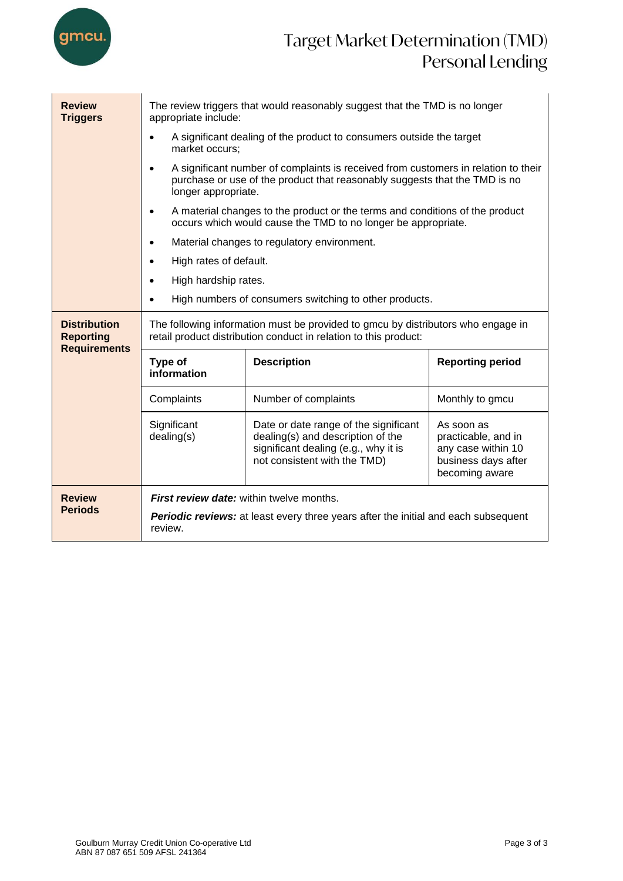| | |
|---|---|
| **Review Triggers** | The review triggers that would reasonably suggest that the TMD is no longer appropriate include:<br>• A significant dealing of the product to consumers outside the target market occurs;<br>• A significant number of complaints is received from customers in relation to their purchase or use of the product that reasonably suggests that the TMD is no longer appropriate.<br>• A material changes to the product or the terms and conditions of the product occurs which would cause the TMD to no longer be appropriate.<br>• Material changes to regulatory environment.<br>• High rates of default.<br>• High hardship rates.<br>• High numbers of consumers switching to other products. |
| **Distribution Reporting Requirements** | The following information must be provided to gmcu by distributors who engage in retail product distribution conduct in relation to this product: (see table below) |
| **Review Periods** | ***First review date:*** within twelve months.<br>***Periodic reviews:*** at least every three years after the initial and each subsequent review. |

| Type of information | Description | Reporting period |
|---|---|---|
| Complaints | Number of complaints | Monthly to gmcu |
| Significant dealing(s) | Date or date range of the significant dealing(s) and description of the significant dealing (e.g., why it is not consistent with the TMD) | As soon as practicable, and in any case within 10 business days after becoming aware |

Goulburn Murray Credit Union Co-operative Ltd
ABN 87 087 651 509 AFSL 241364